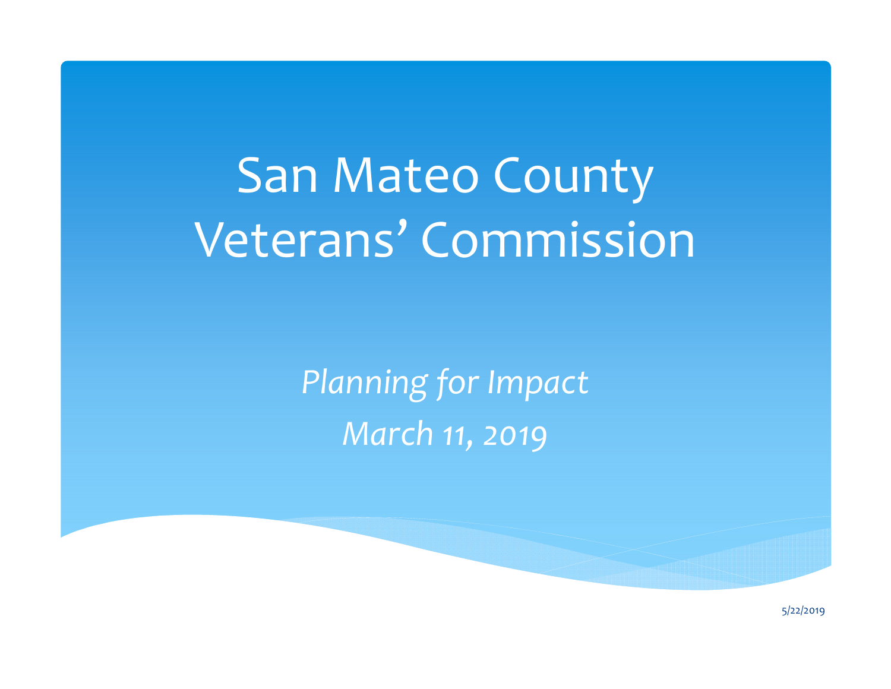# San Mateo County Veterans' Commission

*Planning for Impact*

*March 11, 2019*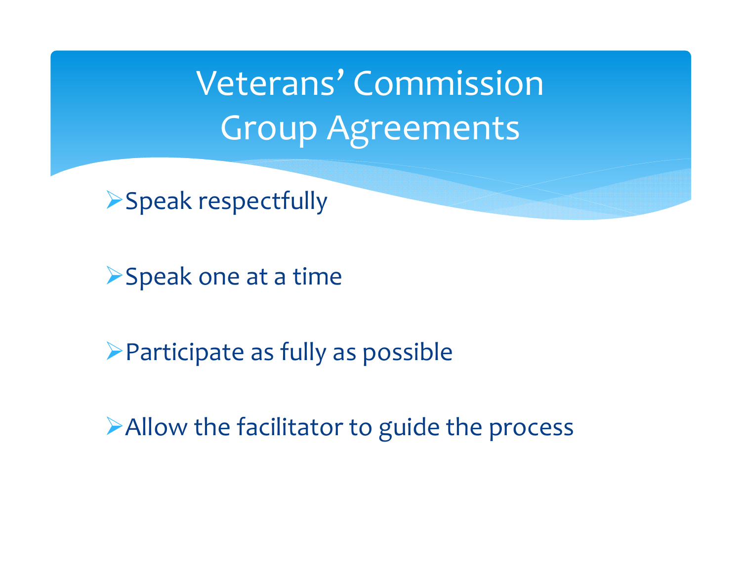# Veterans' Commission Group Agreements

- Speak respectfully
- Speak one at a time
- Participate as fully as possible
- Allow the facilitator to guide the process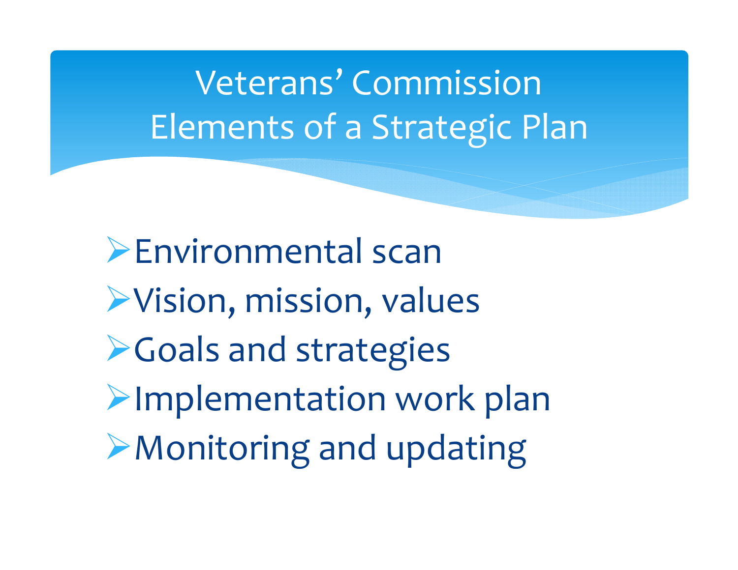# Veterans' Commission
# Elements of a Strategic Plan

- Environmental scan
- Vision, mission, values
- Goals and strategies
- Implementation work plan
- Monitoring and updating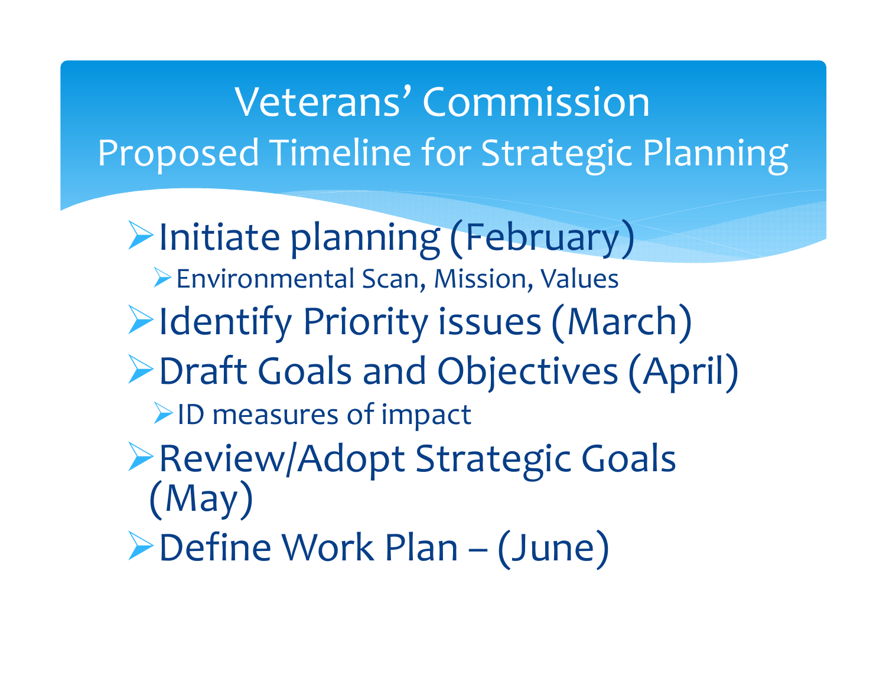# Veterans' Commission

## Proposed Timeline for Strategic Planning

- Initiate planning (February)
  - Environmental Scan, Mission, Values
- Identify Priority issues (March)
- Draft Goals and Objectives (April)
  - ID measures of impact
- Review/Adopt Strategic Goals (May)
- Define Work Plan – (June)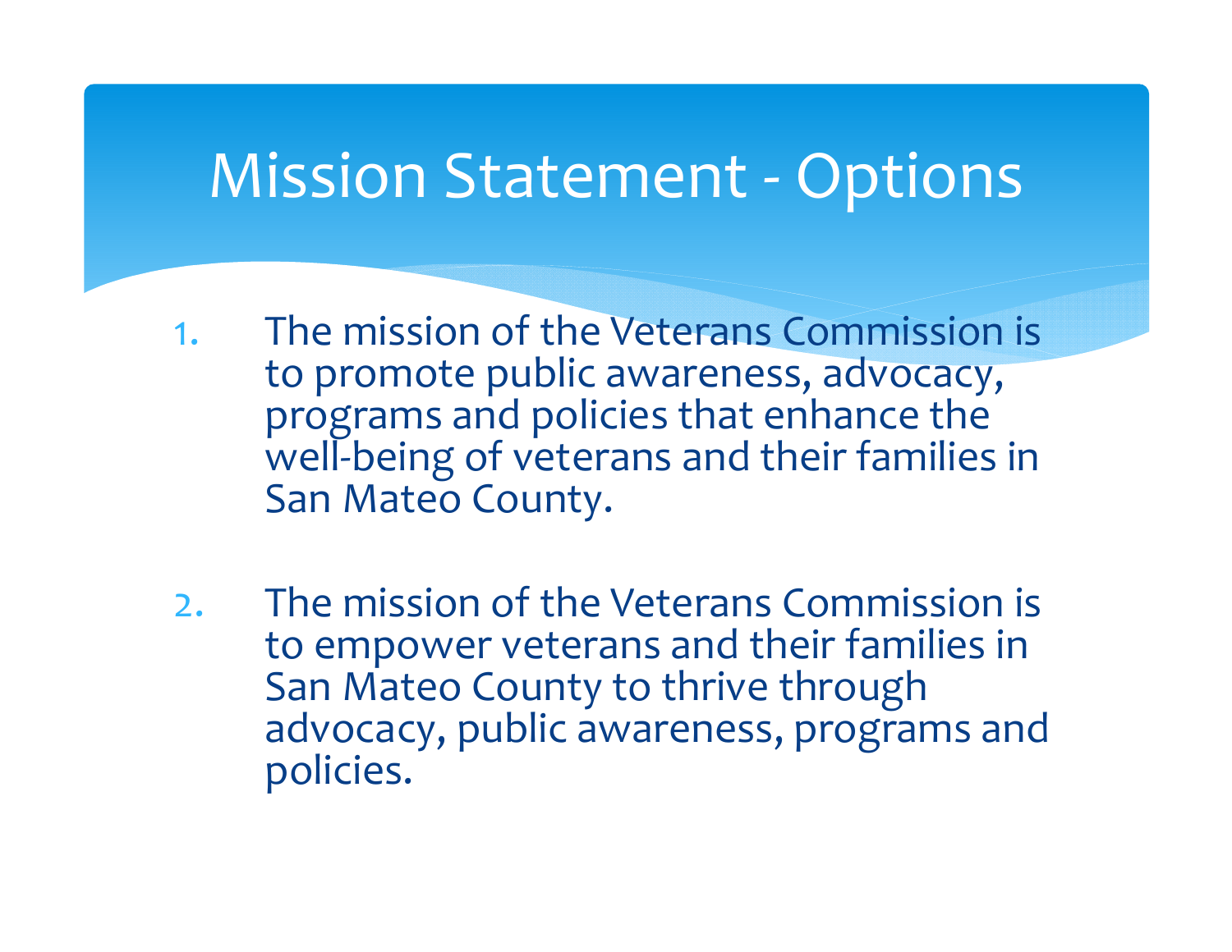# Mission Statement - Options

1. The mission of the Veterans Commission is to promote public awareness, advocacy, programs and policies that enhance the well-being of veterans and their families in San Mateo County.

2. The mission of the Veterans Commission is to empower veterans and their families in San Mateo County to thrive through advocacy, public awareness, programs and policies.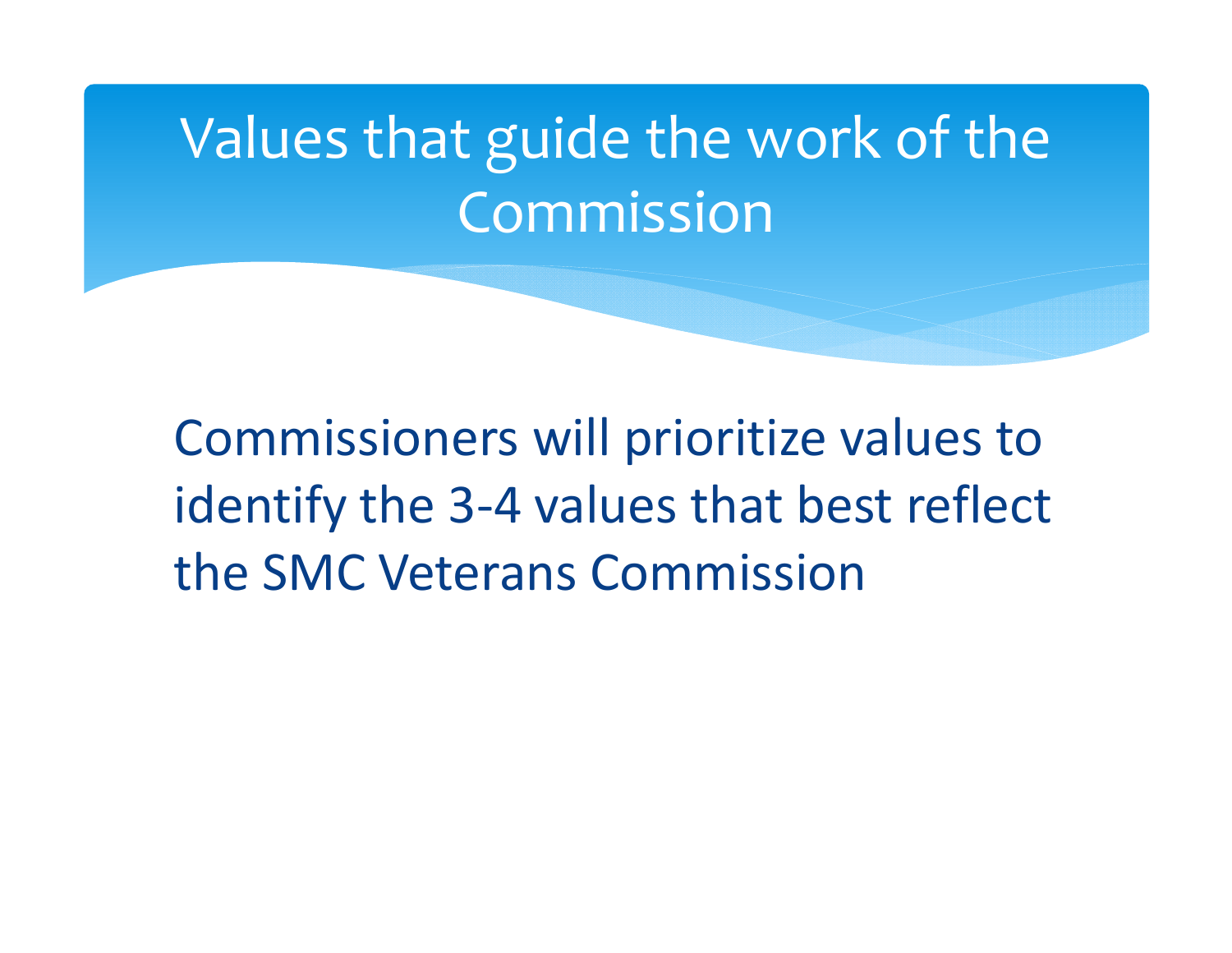# Values that guide the work of the Commission

Commissioners will prioritize values to identify the 3-4 values that best reflect the SMC Veterans Commission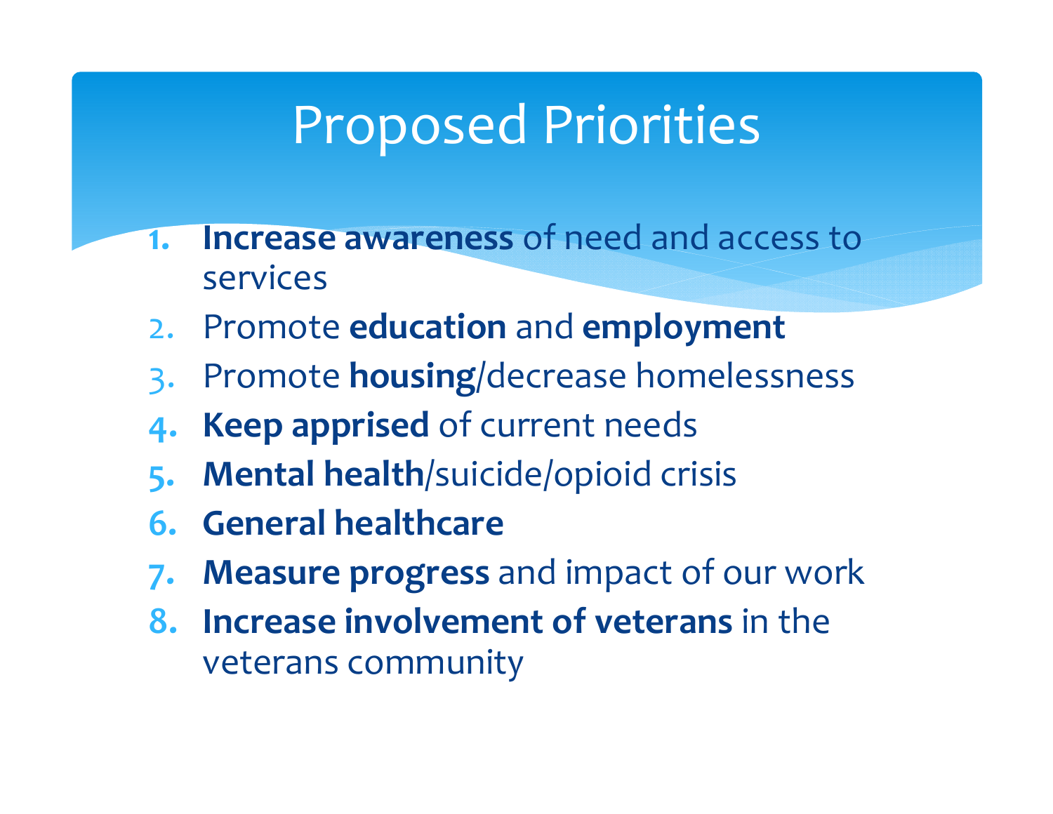# Proposed Priorities

1. **Increase awareness** of need and access to services
2. Promote **education** and **employment**
3. Promote **housing**/decrease homelessness
4. **Keep apprised** of current needs
5. **Mental health**/suicide/opioid crisis
6. **General healthcare**
7. **Measure progress** and impact of our work
8. **Increase involvement of veterans** in the veterans community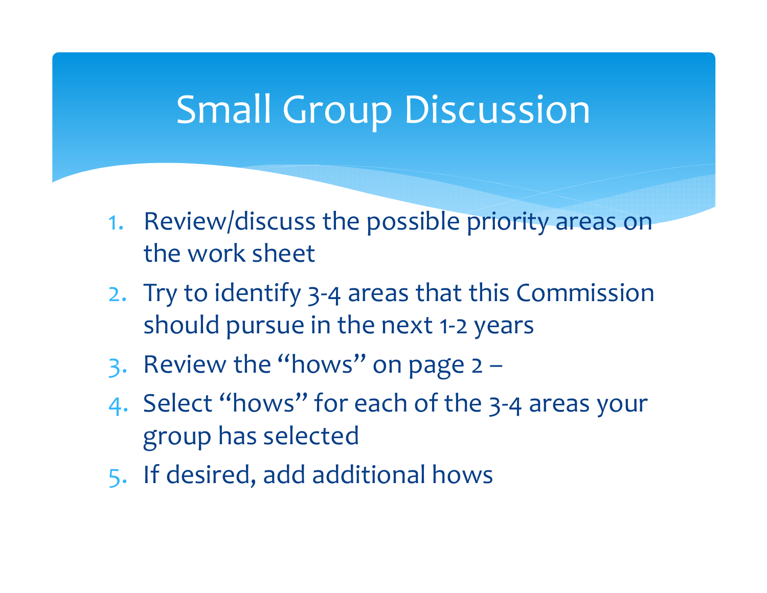# Small Group Discussion

1. Review/discuss the possible priority areas on the work sheet
2. Try to identify 3-4 areas that this Commission should pursue in the next 1-2 years
3. Review the "hows" on page 2 –
4. Select "hows" for each of the 3-4 areas your group has selected
5. If desired, add additional hows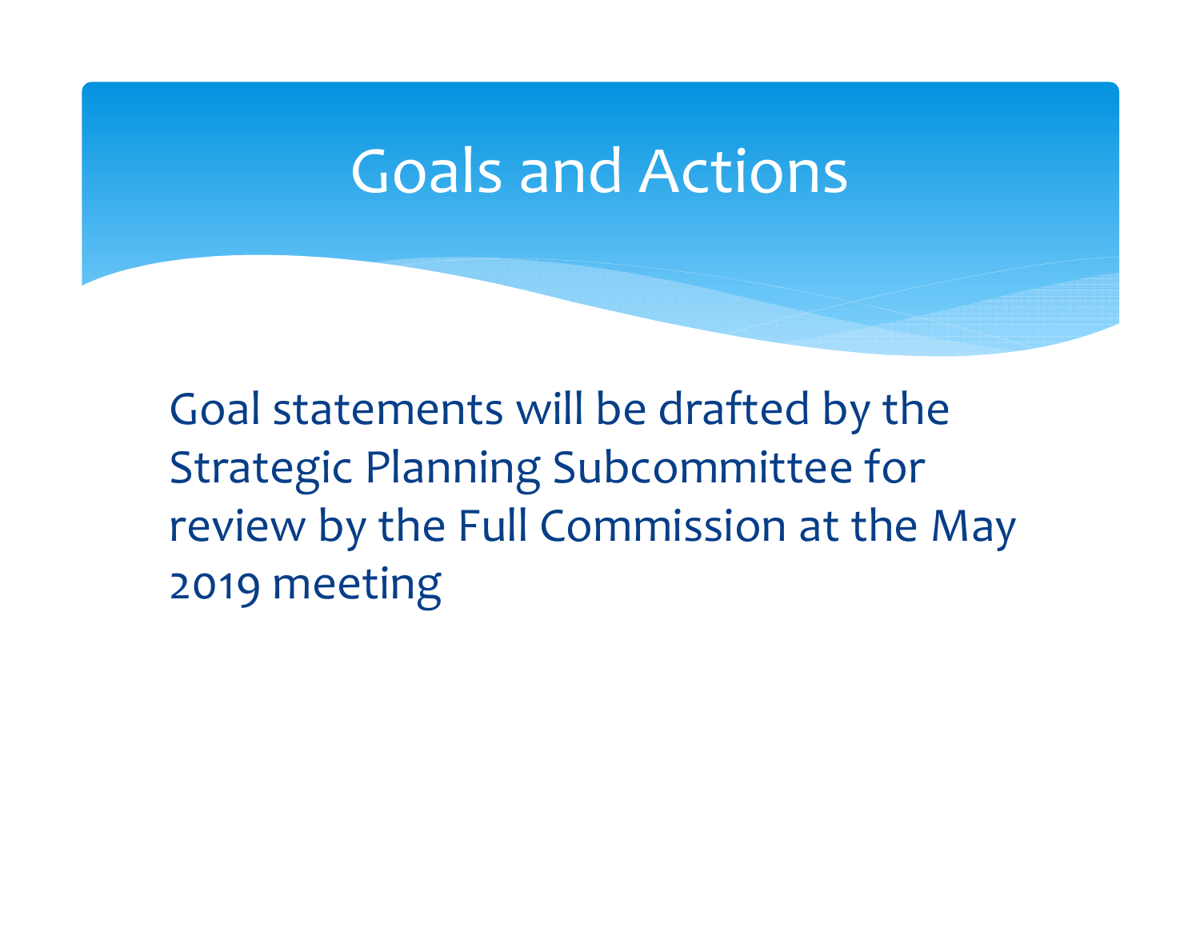# Goals and Actions

Goal statements will be drafted by the Strategic Planning Subcommittee for review by the Full Commission at the May 2019 meeting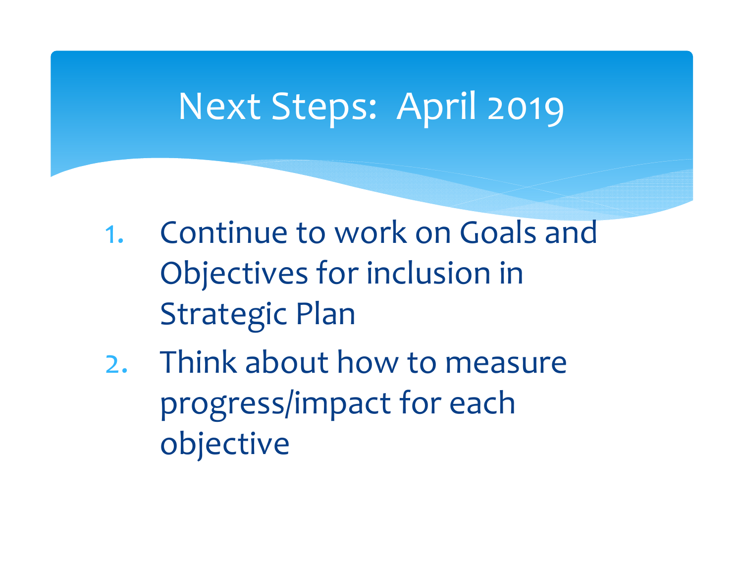# Next Steps: April 2019

1. Continue to work on Goals and Objectives for inclusion in Strategic Plan
2. Think about how to measure progress/impact for each objective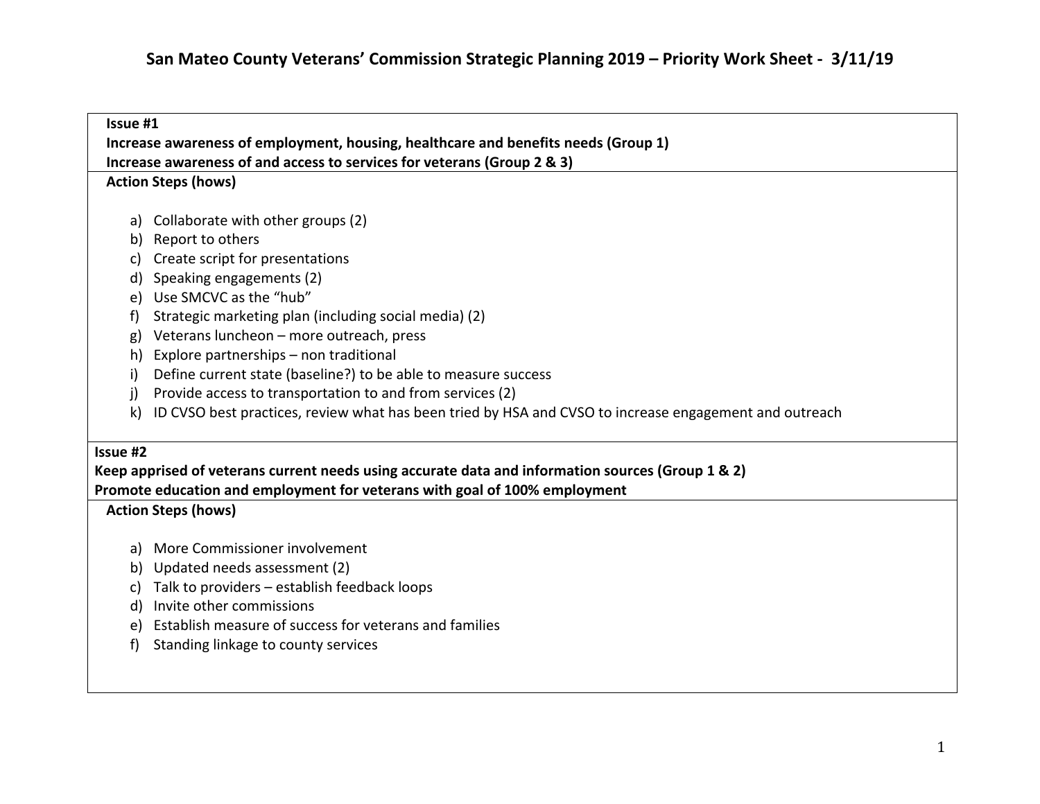# San Mateo County Veterans' Commission Strategic Planning 2019 – Priority Work Sheet - 3/11/19

**Issue #1**

**Increase awareness of employment, housing, healthcare and benefits needs (Group 1)**

**Increase awareness of and access to services for veterans (Group 2 & 3)**

**Action Steps (hows)**

a) Collaborate with other groups (2)
b) Report to others
c) Create script for presentations
d) Speaking engagements (2)
e) Use SMCVC as the "hub"
f) Strategic marketing plan (including social media) (2)
g) Veterans luncheon – more outreach, press
h) Explore partnerships – non traditional
i) Define current state (baseline?) to be able to measure success
j) Provide access to transportation to and from services (2)
k) ID CVSO best practices, review what has been tried by HSA and CVSO to increase engagement and outreach

**Issue #2**

**Keep apprised of veterans current needs using accurate data and information sources (Group 1 & 2)**

**Promote education and employment for veterans with goal of 100% employment**

**Action Steps (hows)**

a) More Commissioner involvement
b) Updated needs assessment (2)
c) Talk to providers – establish feedback loops
d) Invite other commissions
e) Establish measure of success for veterans and families
f) Standing linkage to county services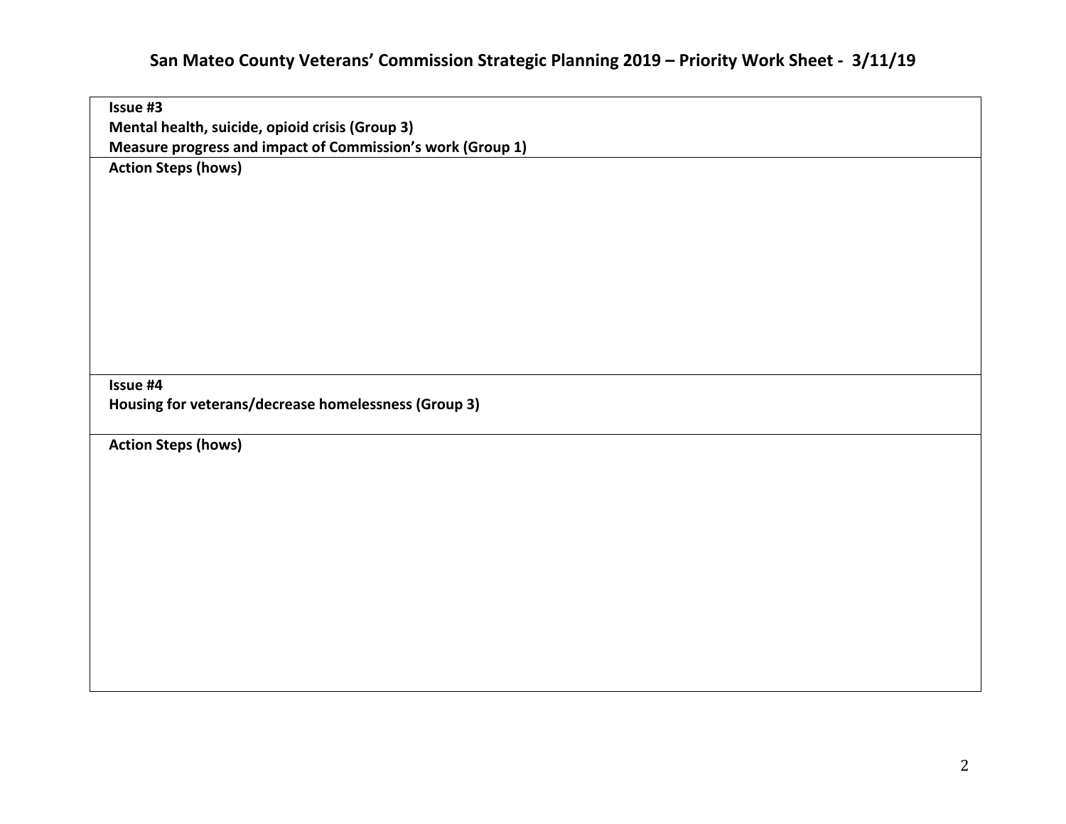# San Mateo County Veterans' Commission Strategic Planning 2019 – Priority Work Sheet - 3/11/19

| **Issue #3**<br>**Mental health, suicide, opioid crisis (Group 3)**<br>**Measure progress and impact of Commission's work (Group 1)** |
|---|
| **Action Steps (hows)** |
| **Issue #4**<br>**Housing for veterans/decrease homelessness (Group 3)** |
| **Action Steps (hows)** |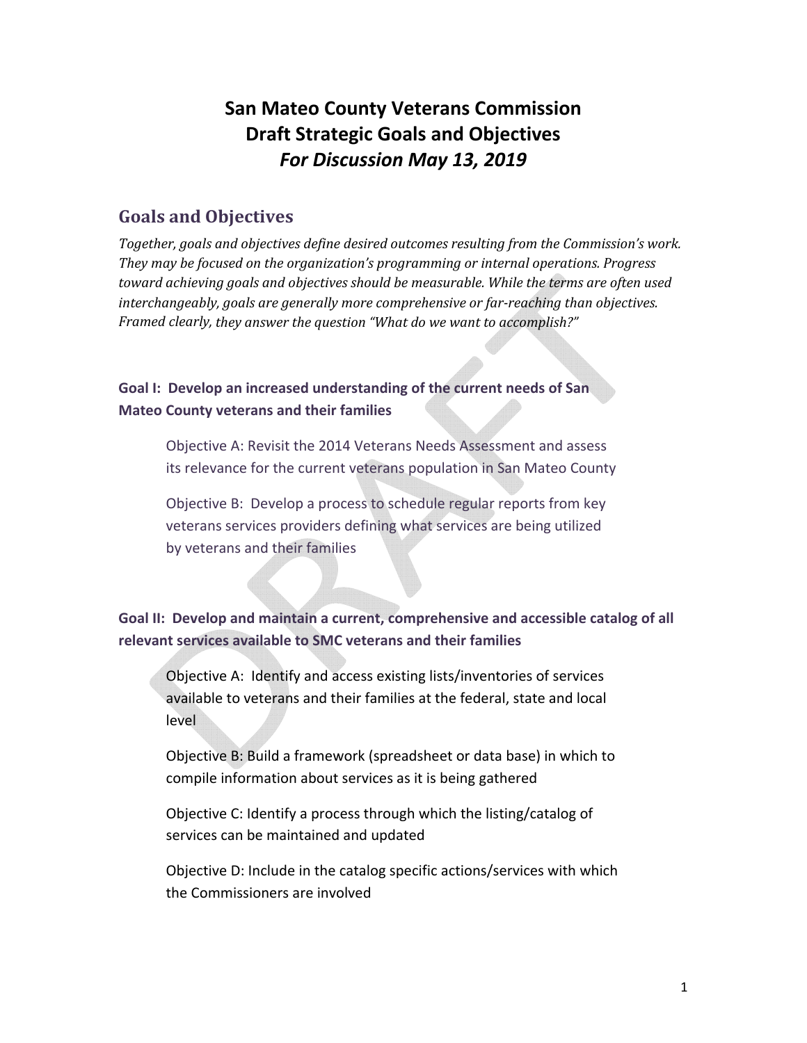# San Mateo County Veterans Commission
# Draft Strategic Goals and Objectives
# *For Discussion May 13, 2019*

## Goals and Objectives

*Together, goals and objectives define desired outcomes resulting from the Commission's work. They may be focused on the organization's programming or internal operations. Progress toward achieving goals and objectives should be measurable. While the terms are often used interchangeably, goals are generally more comprehensive or far-reaching than objectives. Framed clearly, they answer the question "What do we want to accomplish?"*

### Goal I: Develop an increased understanding of the current needs of San Mateo County veterans and their families

Objective A: Revisit the 2014 Veterans Needs Assessment and assess its relevance for the current veterans population in San Mateo County

Objective B: Develop a process to schedule regular reports from key veterans services providers defining what services are being utilized by veterans and their families

### Goal II: Develop and maintain a current, comprehensive and accessible catalog of all relevant services available to SMC veterans and their families

Objective A: Identify and access existing lists/inventories of services available to veterans and their families at the federal, state and local level

Objective B: Build a framework (spreadsheet or data base) in which to compile information about services as it is being gathered

Objective C: Identify a process through which the listing/catalog of services can be maintained and updated

Objective D: Include in the catalog specific actions/services with which the Commissioners are involved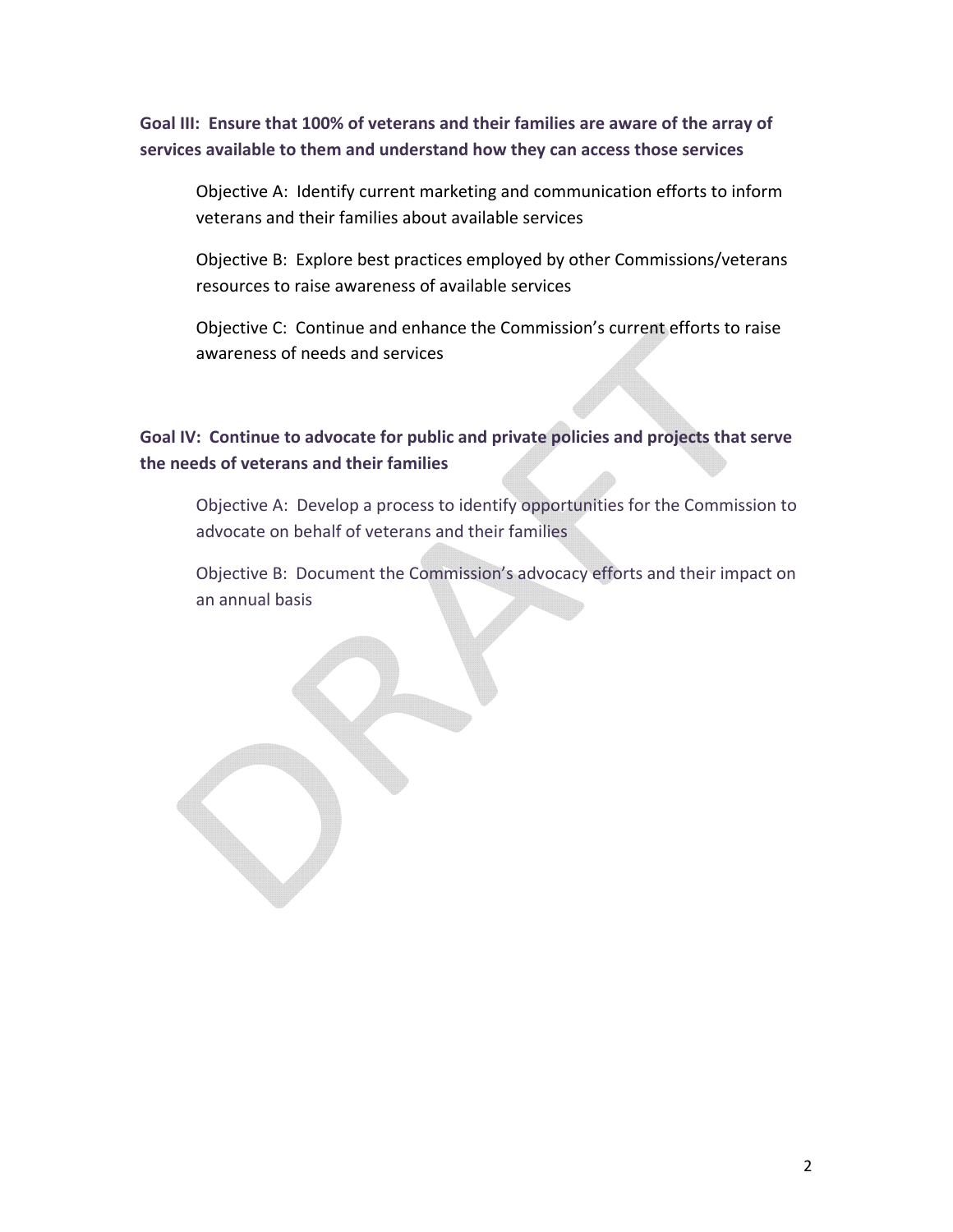**Goal III: Ensure that 100% of veterans and their families are aware of the array of services available to them and understand how they can access those services**

Objective A: Identify current marketing and communication efforts to inform veterans and their families about available services

Objective B: Explore best practices employed by other Commissions/veterans resources to raise awareness of available services

Objective C: Continue and enhance the Commission's current efforts to raise awareness of needs and services

**Goal IV: Continue to advocate for public and private policies and projects that serve the needs of veterans and their families**

Objective A: Develop a process to identify opportunities for the Commission to advocate on behalf of veterans and their families

Objective B: Document the Commission's advocacy efforts and their impact on an annual basis